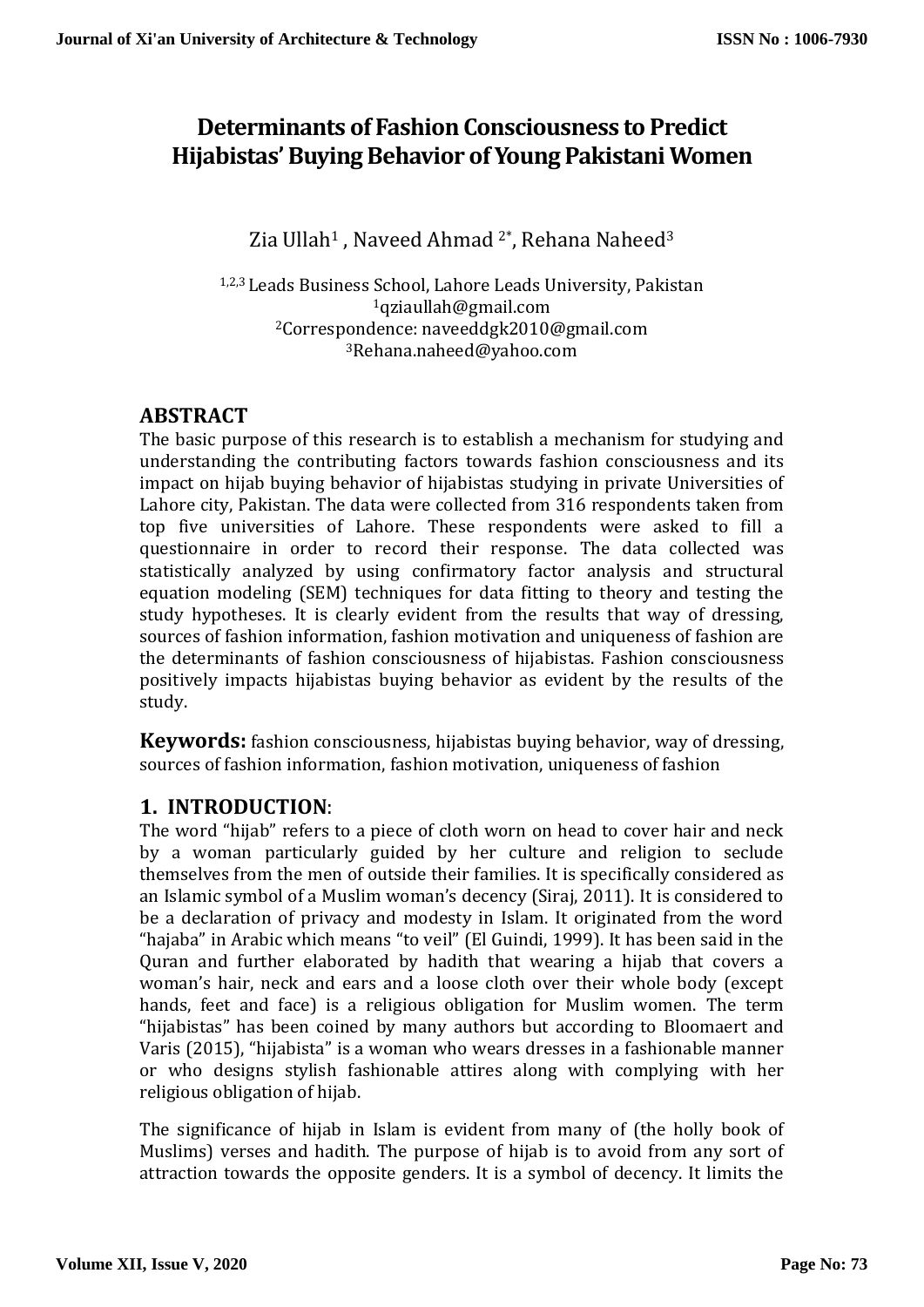# Determinants of Fashion Consciousness to Predict Hijabistas' Buying Behavior of Young Pakistani Women

Zia Ullah[1] , Naveed Ahmad [2*], Rehana Naheed[3]

[1,2,3] Leads Business School, Lahore Leads University, Pakistan
[1]qziaullah@gmail.com
[2]Correspondence: naveeddgk2010@gmail.com
[3]Rehana.naheed@yahoo.com

## ABSTRACT

The basic purpose of this research is to establish a mechanism for studying and understanding the contributing factors towards fashion consciousness and its impact on hijab buying behavior of hijabistas studying in private Universities of Lahore city, Pakistan. The data were collected from 316 respondents taken from top five universities of Lahore. These respondents were asked to fill a questionnaire in order to record their response. The data collected was statistically analyzed by using confirmatory factor analysis and structural equation modeling (SEM) techniques for data fitting to theory and testing the study hypotheses. It is clearly evident from the results that way of dressing, sources of fashion information, fashion motivation and uniqueness of fashion are the determinants of fashion consciousness of hijabistas. Fashion consciousness positively impacts hijabistas buying behavior as evident by the results of the study.

**Keywords:** fashion consciousness, hijabistas buying behavior, way of dressing, sources of fashion information, fashion motivation, uniqueness of fashion

## 1. INTRODUCTION:

The word "hijab" refers to a piece of cloth worn on head to cover hair and neck by a woman particularly guided by her culture and religion to seclude themselves from the men of outside their families. It is specifically considered as an Islamic symbol of a Muslim woman's decency (Siraj, 2011). It is considered to be a declaration of privacy and modesty in Islam. It originated from the word "hajaba" in Arabic which means "to veil" (El Guindi, 1999). It has been said in the Quran and further elaborated by hadith that wearing a hijab that covers a woman's hair, neck and ears and a loose cloth over their whole body (except hands, feet and face) is a religious obligation for Muslim women. The term "hijabistas" has been coined by many authors but according to Bloomaert and Varis (2015), "hijabista" is a woman who wears dresses in a fashionable manner or who designs stylish fashionable attires along with complying with her religious obligation of hijab.

The significance of hijab in Islam is evident from many of (the holly book of Muslims) verses and hadith. The purpose of hijab is to avoid from any sort of attraction towards the opposite genders. It is a symbol of decency. It limits the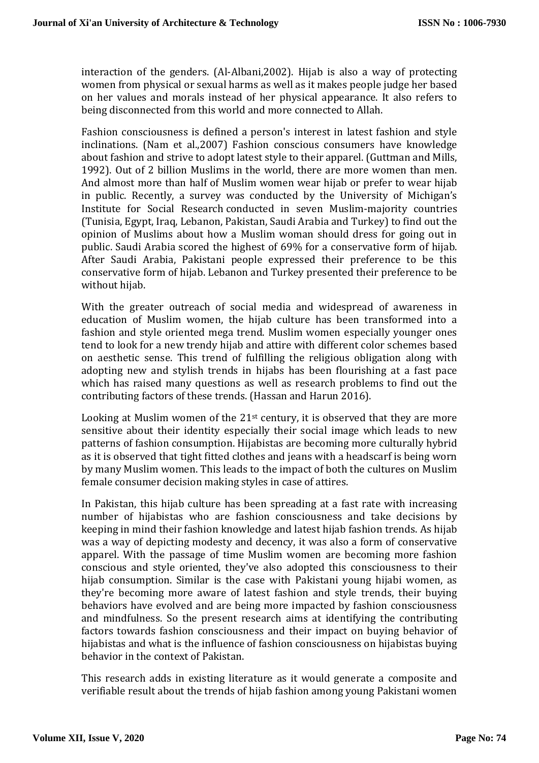interaction of the genders. (Al-Albani,2002). Hijab is also a way of protecting women from physical or sexual harms as well as it makes people judge her based on her values and morals instead of her physical appearance. It also refers to being disconnected from this world and more connected to Allah.

Fashion consciousness is defined a person's interest in latest fashion and style inclinations. (Nam et al.,2007) Fashion conscious consumers have knowledge about fashion and strive to adopt latest style to their apparel. (Guttman and Mills, 1992). Out of 2 billion Muslims in the world, there are more women than men. And almost more than half of Muslim women wear hijab or prefer to wear hijab in public. Recently, a survey was conducted by the University of Michigan's Institute for Social Research conducted in seven Muslim-majority countries (Tunisia, Egypt, Iraq, Lebanon, Pakistan, Saudi Arabia and Turkey) to find out the opinion of Muslims about how a Muslim woman should dress for going out in public. Saudi Arabia scored the highest of 69% for a conservative form of hijab. After Saudi Arabia, Pakistani people expressed their preference to be this conservative form of hijab. Lebanon and Turkey presented their preference to be without hijab.

With the greater outreach of social media and widespread of awareness in education of Muslim women, the hijab culture has been transformed into a fashion and style oriented mega trend. Muslim women especially younger ones tend to look for a new trendy hijab and attire with different color schemes based on aesthetic sense. This trend of fulfilling the religious obligation along with adopting new and stylish trends in hijabs has been flourishing at a fast pace which has raised many questions as well as research problems to find out the contributing factors of these trends. (Hassan and Harun 2016).

Looking at Muslim women of the 21st century, it is observed that they are more sensitive about their identity especially their social image which leads to new patterns of fashion consumption. Hijabistas are becoming more culturally hybrid as it is observed that tight fitted clothes and jeans with a headscarf is being worn by many Muslim women. This leads to the impact of both the cultures on Muslim female consumer decision making styles in case of attires.

In Pakistan, this hijab culture has been spreading at a fast rate with increasing number of hijabistas who are fashion consciousness and take decisions by keeping in mind their fashion knowledge and latest hijab fashion trends. As hijab was a way of depicting modesty and decency, it was also a form of conservative apparel. With the passage of time Muslim women are becoming more fashion conscious and style oriented, they've also adopted this consciousness to their hijab consumption. Similar is the case with Pakistani young hijabi women, as they're becoming more aware of latest fashion and style trends, their buying behaviors have evolved and are being more impacted by fashion consciousness and mindfulness. So the present research aims at identifying the contributing factors towards fashion consciousness and their impact on buying behavior of hijabistas and what is the influence of fashion consciousness on hijabistas buying behavior in the context of Pakistan.

This research adds in existing literature as it would generate a composite and verifiable result about the trends of hijab fashion among young Pakistani women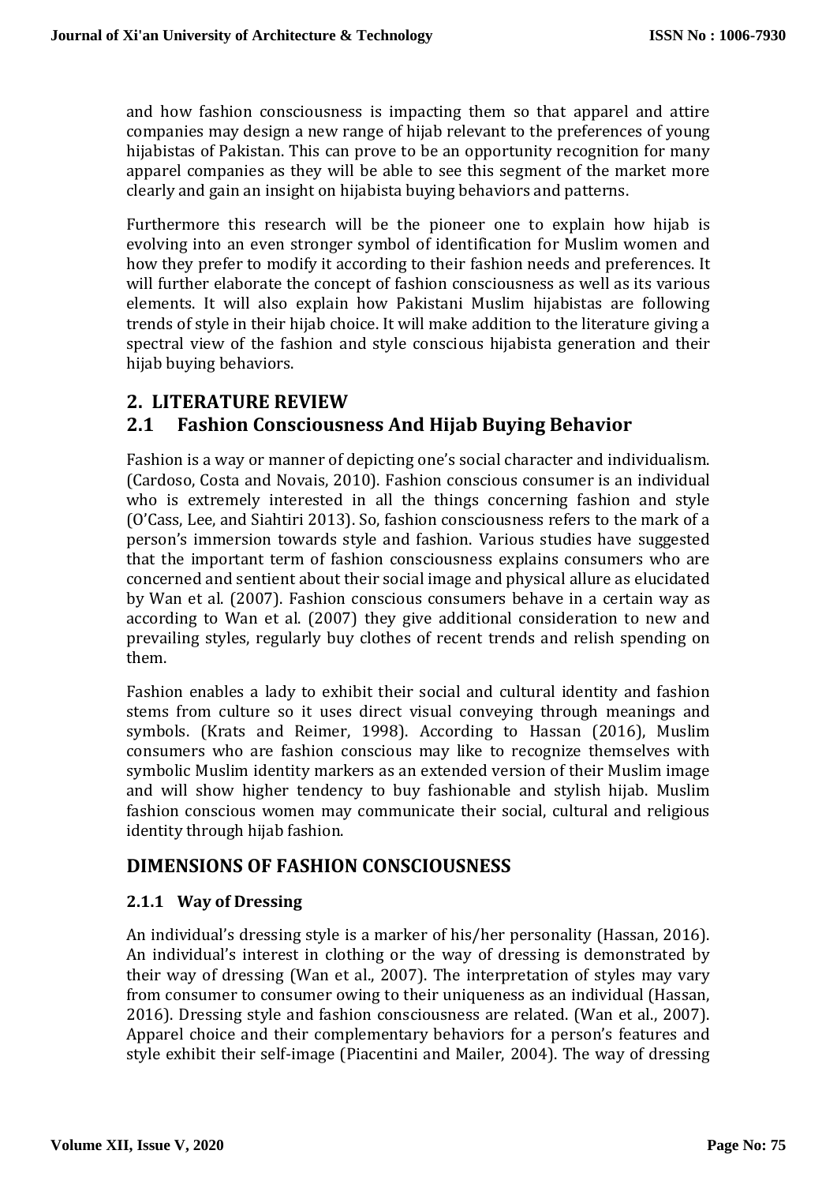and how fashion consciousness is impacting them so that apparel and attire companies may design a new range of hijab relevant to the preferences of young hijabistas of Pakistan. This can prove to be an opportunity recognition for many apparel companies as they will be able to see this segment of the market more clearly and gain an insight on hijabista buying behaviors and patterns.

Furthermore this research will be the pioneer one to explain how hijab is evolving into an even stronger symbol of identification for Muslim women and how they prefer to modify it according to their fashion needs and preferences. It will further elaborate the concept of fashion consciousness as well as its various elements. It will also explain how Pakistani Muslim hijabistas are following trends of style in their hijab choice. It will make addition to the literature giving a spectral view of the fashion and style conscious hijabista generation and their hijab buying behaviors.

## 2. LITERATURE REVIEW

## 2.1 Fashion Consciousness And Hijab Buying Behavior

Fashion is a way or manner of depicting one's social character and individualism. (Cardoso, Costa and Novais, 2010). Fashion conscious consumer is an individual who is extremely interested in all the things concerning fashion and style (O'Cass, Lee, and Siahtiri 2013). So, fashion consciousness refers to the mark of a person's immersion towards style and fashion. Various studies have suggested that the important term of fashion consciousness explains consumers who are concerned and sentient about their social image and physical allure as elucidated by Wan et al. (2007). Fashion conscious consumers behave in a certain way as according to Wan et al. (2007) they give additional consideration to new and prevailing styles, regularly buy clothes of recent trends and relish spending on them.

Fashion enables a lady to exhibit their social and cultural identity and fashion stems from culture so it uses direct visual conveying through meanings and symbols. (Krats and Reimer, 1998). According to Hassan (2016), Muslim consumers who are fashion conscious may like to recognize themselves with symbolic Muslim identity markers as an extended version of their Muslim image and will show higher tendency to buy fashionable and stylish hijab. Muslim fashion conscious women may communicate their social, cultural and religious identity through hijab fashion.

## DIMENSIONS OF FASHION CONSCIOUSNESS

### 2.1.1 Way of Dressing

An individual's dressing style is a marker of his/her personality (Hassan, 2016). An individual's interest in clothing or the way of dressing is demonstrated by their way of dressing (Wan et al., 2007). The interpretation of styles may vary from consumer to consumer owing to their uniqueness as an individual (Hassan, 2016). Dressing style and fashion consciousness are related. (Wan et al., 2007). Apparel choice and their complementary behaviors for a person's features and style exhibit their self-image (Piacentini and Mailer, 2004). The way of dressing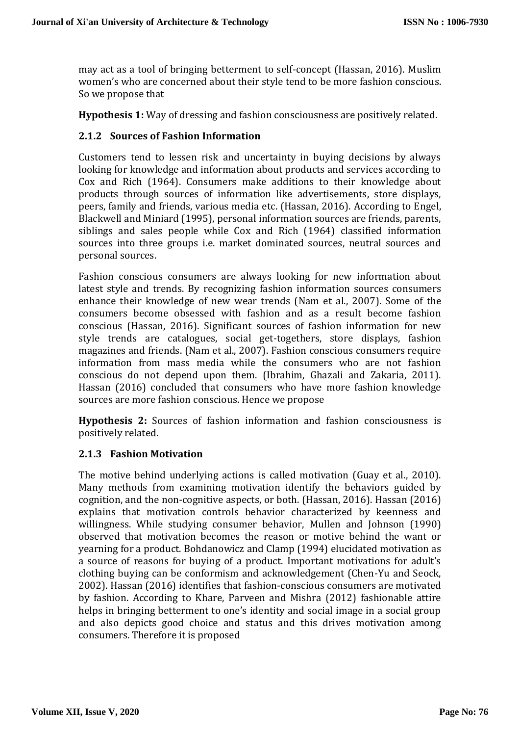may act as a tool of bringing betterment to self-concept (Hassan, 2016). Muslim women's who are concerned about their style tend to be more fashion conscious. So we propose that

**Hypothesis 1:** Way of dressing and fashion consciousness are positively related.

### 2.1.2 Sources of Fashion Information

Customers tend to lessen risk and uncertainty in buying decisions by always looking for knowledge and information about products and services according to Cox and Rich (1964). Consumers make additions to their knowledge about products through sources of information like advertisements, store displays, peers, family and friends, various media etc. (Hassan, 2016). According to Engel, Blackwell and Miniard (1995), personal information sources are friends, parents, siblings and sales people while Cox and Rich (1964) classified information sources into three groups i.e. market dominated sources, neutral sources and personal sources.

Fashion conscious consumers are always looking for new information about latest style and trends. By recognizing fashion information sources consumers enhance their knowledge of new wear trends (Nam et al., 2007). Some of the consumers become obsessed with fashion and as a result become fashion conscious (Hassan, 2016). Significant sources of fashion information for new style trends are catalogues, social get-togethers, store displays, fashion magazines and friends. (Nam et al., 2007). Fashion conscious consumers require information from mass media while the consumers who are not fashion conscious do not depend upon them. (Ibrahim, Ghazali and Zakaria, 2011). Hassan (2016) concluded that consumers who have more fashion knowledge sources are more fashion conscious. Hence we propose

**Hypothesis 2:** Sources of fashion information and fashion consciousness is positively related.

### 2.1.3 Fashion Motivation

The motive behind underlying actions is called motivation (Guay et al., 2010). Many methods from examining motivation identify the behaviors guided by cognition, and the non-cognitive aspects, or both. (Hassan, 2016). Hassan (2016) explains that motivation controls behavior characterized by keenness and willingness. While studying consumer behavior, Mullen and Johnson (1990) observed that motivation becomes the reason or motive behind the want or yearning for a product. Bohdanowicz and Clamp (1994) elucidated motivation as a source of reasons for buying of a product. Important motivations for adult's clothing buying can be conformism and acknowledgement (Chen-Yu and Seock, 2002). Hassan (2016) identifies that fashion-conscious consumers are motivated by fashion. According to Khare, Parveen and Mishra (2012) fashionable attire helps in bringing betterment to one's identity and social image in a social group and also depicts good choice and status and this drives motivation among consumers. Therefore it is proposed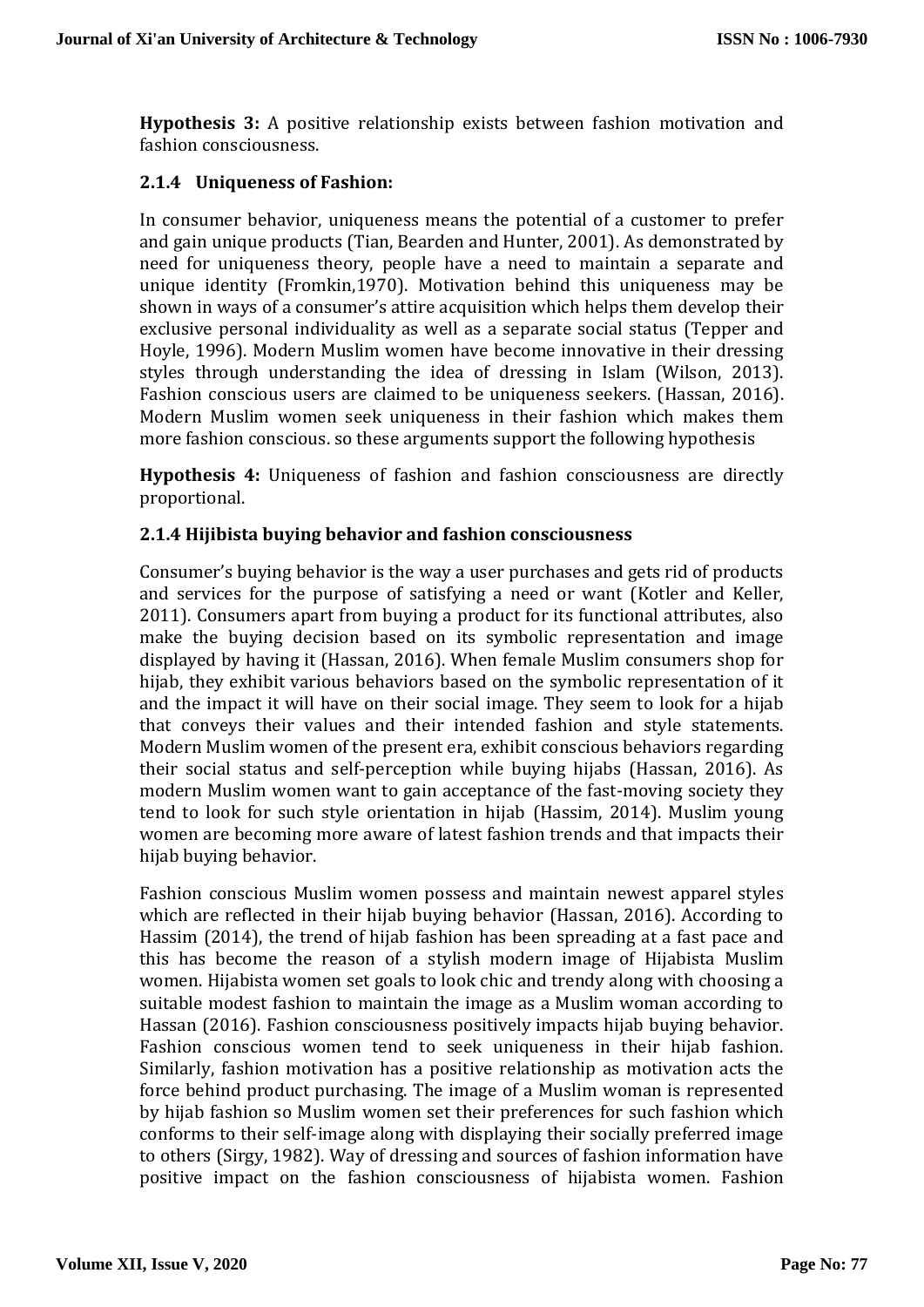**Hypothesis 3:** A positive relationship exists between fashion motivation and fashion consciousness.

### 2.1.4 Uniqueness of Fashion:

In consumer behavior, uniqueness means the potential of a customer to prefer and gain unique products (Tian, Bearden and Hunter, 2001). As demonstrated by need for uniqueness theory, people have a need to maintain a separate and unique identity (Fromkin,1970). Motivation behind this uniqueness may be shown in ways of a consumer's attire acquisition which helps them develop their exclusive personal individuality as well as a separate social status (Tepper and Hoyle, 1996). Modern Muslim women have become innovative in their dressing styles through understanding the idea of dressing in Islam (Wilson, 2013). Fashion conscious users are claimed to be uniqueness seekers. (Hassan, 2016). Modern Muslim women seek uniqueness in their fashion which makes them more fashion conscious. so these arguments support the following hypothesis

**Hypothesis 4:** Uniqueness of fashion and fashion consciousness are directly proportional.

### 2.1.4 Hijibista buying behavior and fashion consciousness

Consumer's buying behavior is the way a user purchases and gets rid of products and services for the purpose of satisfying a need or want (Kotler and Keller, 2011). Consumers apart from buying a product for its functional attributes, also make the buying decision based on its symbolic representation and image displayed by having it (Hassan, 2016). When female Muslim consumers shop for hijab, they exhibit various behaviors based on the symbolic representation of it and the impact it will have on their social image. They seem to look for a hijab that conveys their values and their intended fashion and style statements. Modern Muslim women of the present era, exhibit conscious behaviors regarding their social status and self-perception while buying hijabs (Hassan, 2016). As modern Muslim women want to gain acceptance of the fast-moving society they tend to look for such style orientation in hijab (Hassim, 2014). Muslim young women are becoming more aware of latest fashion trends and that impacts their hijab buying behavior.

Fashion conscious Muslim women possess and maintain newest apparel styles which are reflected in their hijab buying behavior (Hassan, 2016). According to Hassim (2014), the trend of hijab fashion has been spreading at a fast pace and this has become the reason of a stylish modern image of Hijabista Muslim women. Hijabista women set goals to look chic and trendy along with choosing a suitable modest fashion to maintain the image as a Muslim woman according to Hassan (2016). Fashion consciousness positively impacts hijab buying behavior. Fashion conscious women tend to seek uniqueness in their hijab fashion. Similarly, fashion motivation has a positive relationship as motivation acts the force behind product purchasing. The image of a Muslim woman is represented by hijab fashion so Muslim women set their preferences for such fashion which conforms to their self-image along with displaying their socially preferred image to others (Sirgy, 1982). Way of dressing and sources of fashion information have positive impact on the fashion consciousness of hijabista women. Fashion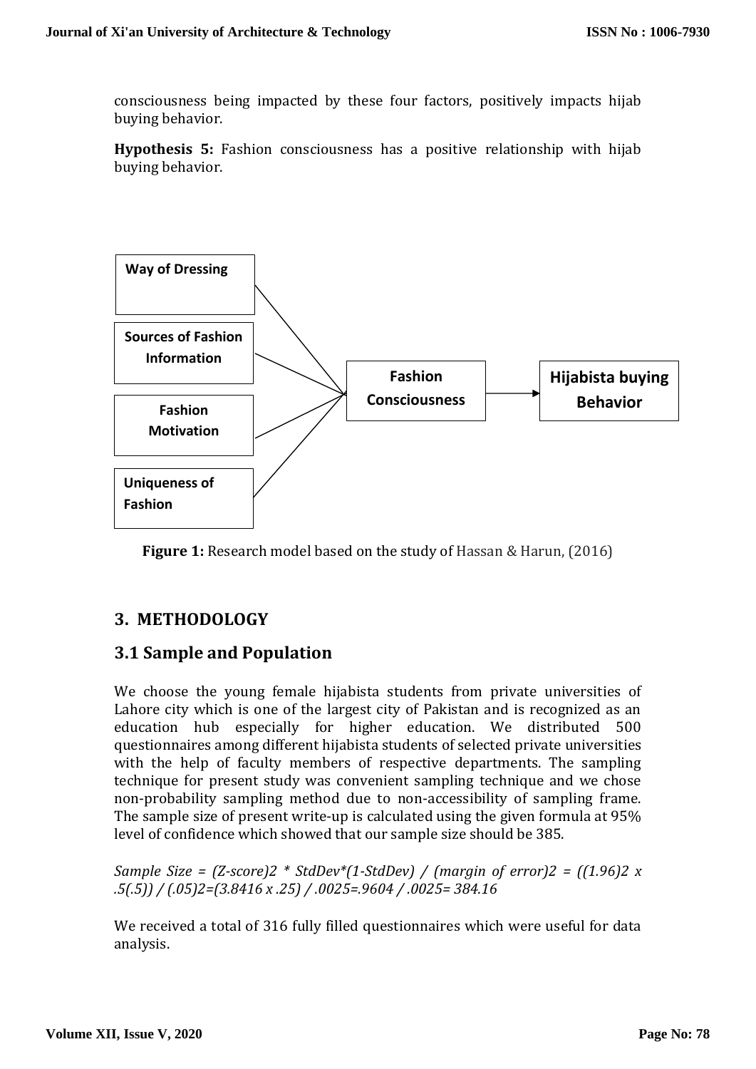consciousness being impacted by these four factors, positively impacts hijab buying behavior.

**Hypothesis 5:** Fashion consciousness has a positive relationship with hijab buying behavior.

Way of Dressing

Sources of Fashion Information

Fashion Motivation

Uniqueness of Fashion

Fashion Consciousness

Hijabista buying Behavior

**Figure 1:** Research model based on the study of Hassan & Harun, (2016)

## 3. METHODOLOGY

## 3.1 Sample and Population

We choose the young female hijabista students from private universities of Lahore city which is one of the largest city of Pakistan and is recognized as an education hub especially for higher education. We distributed 500 questionnaires among different hijabista students of selected private universities with the help of faculty members of respective departments. The sampling technique for present study was convenient sampling technique and we chose non-probability sampling method due to non-accessibility of sampling frame. The sample size of present write-up is calculated using the given formula at 95% level of confidence which showed that our sample size should be 385.

*Sample Size = (Z-score)2 * StdDev*(1-StdDev) / (margin of error)2 = ((1.96)2 x .5(.5)) / (.05)2=(3.8416 x .25) / .0025=.9604 / .0025= 384.16*

We received a total of 316 fully filled questionnaires which were useful for data analysis.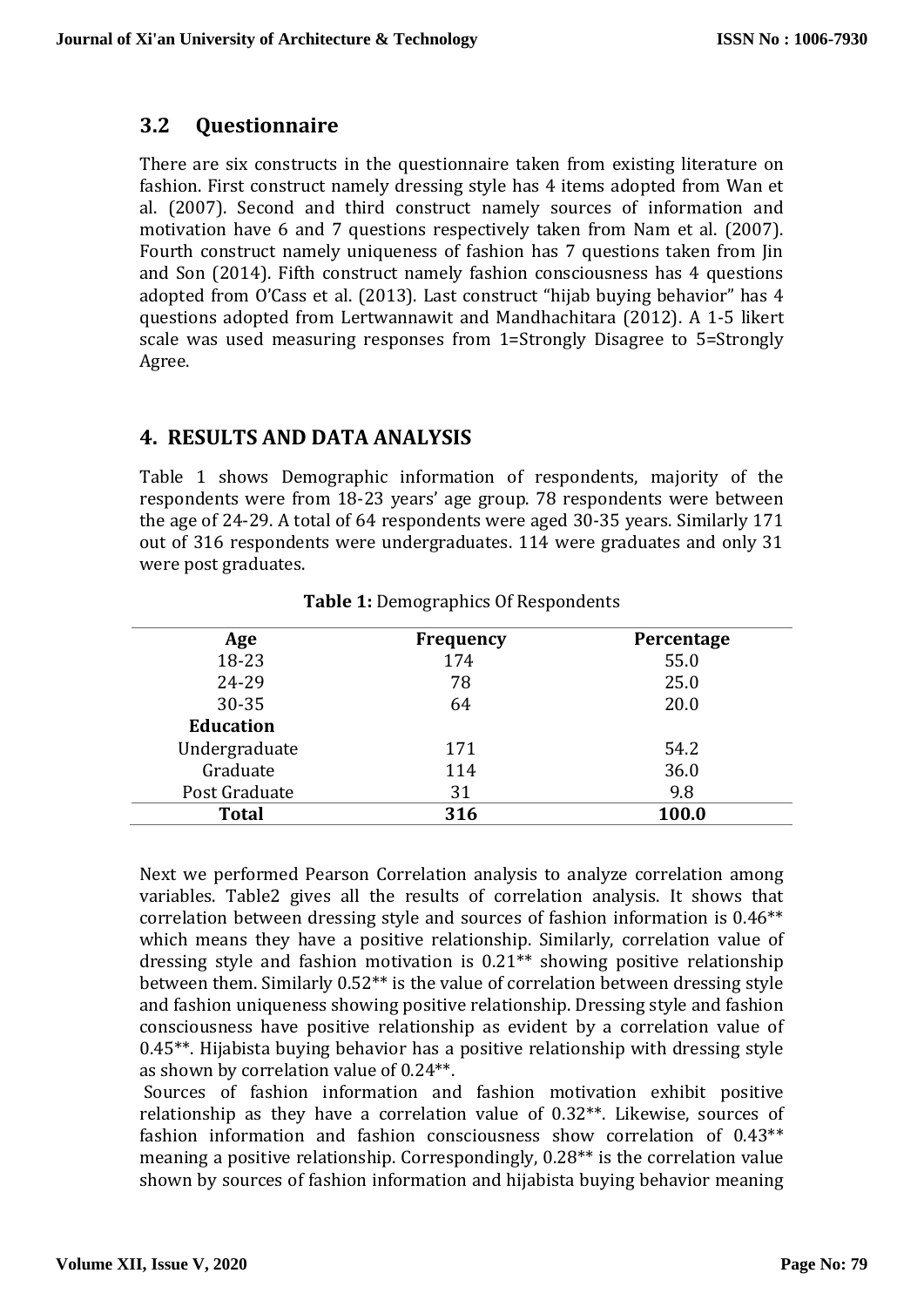## 3.2 Questionnaire

There are six constructs in the questionnaire taken from existing literature on fashion. First construct namely dressing style has 4 items adopted from Wan et al. (2007). Second and third construct namely sources of information and motivation have 6 and 7 questions respectively taken from Nam et al. (2007). Fourth construct namely uniqueness of fashion has 7 questions taken from Jin and Son (2014). Fifth construct namely fashion consciousness has 4 questions adopted from O'Cass et al. (2013). Last construct "hijab buying behavior" has 4 questions adopted from Lertwannawit and Mandhachitara (2012). A 1-5 likert scale was used measuring responses from 1=Strongly Disagree to 5=Strongly Agree.

# 4. RESULTS AND DATA ANALYSIS

Table 1 shows Demographic information of respondents, majority of the respondents were from 18-23 years' age group. 78 respondents were between the age of 24-29. A total of 64 respondents were aged 30-35 years. Similarly 171 out of 316 respondents were undergraduates. 114 were graduates and only 31 were post graduates.

**Table 1:** Demographics Of Respondents

| Age | Frequency | Percentage |
|---|---|---|
| 18-23 | 174 | 55.0 |
| 24-29 | 78 | 25.0 |
| 30-35 | 64 | 20.0 |
| **Education** | | |
| Undergraduate | 171 | 54.2 |
| Graduate | 114 | 36.0 |
| Post Graduate | 31 | 9.8 |
| **Total** | **316** | **100.0** |

Next we performed Pearson Correlation analysis to analyze correlation among variables. Table2 gives all the results of correlation analysis. It shows that correlation between dressing style and sources of fashion information is 0.46** which means they have a positive relationship. Similarly, correlation value of dressing style and fashion motivation is 0.21** showing positive relationship between them. Similarly 0.52** is the value of correlation between dressing style and fashion uniqueness showing positive relationship. Dressing style and fashion consciousness have positive relationship as evident by a correlation value of 0.45**. Hijabista buying behavior has a positive relationship with dressing style as shown by correlation value of 0.24**.

Sources of fashion information and fashion motivation exhibit positive relationship as they have a correlation value of 0.32**. Likewise, sources of fashion information and fashion consciousness show correlation of 0.43** meaning a positive relationship. Correspondingly, 0.28** is the correlation value shown by sources of fashion information and hijabista buying behavior meaning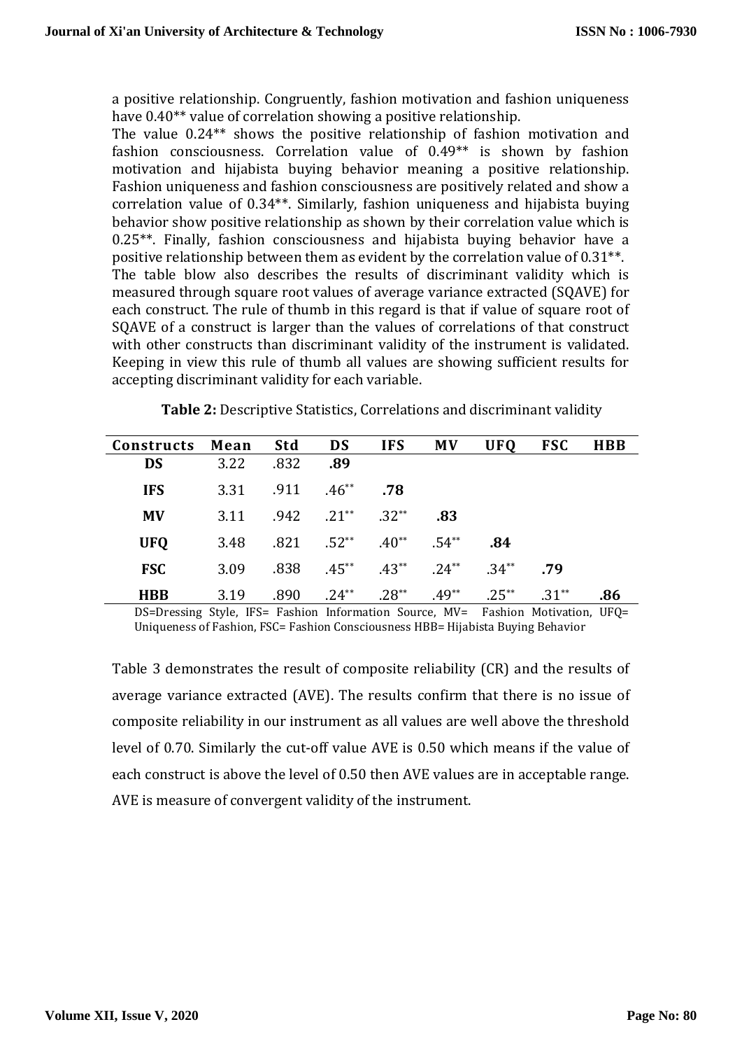a positive relationship. Congruently, fashion motivation and fashion uniqueness have 0.40** value of correlation showing a positive relationship.

The value 0.24** shows the positive relationship of fashion motivation and fashion consciousness. Correlation value of 0.49** is shown by fashion motivation and hijabista buying behavior meaning a positive relationship. Fashion uniqueness and fashion consciousness are positively related and show a correlation value of 0.34**. Similarly, fashion uniqueness and hijabista buying behavior show positive relationship as shown by their correlation value which is 0.25**. Finally, fashion consciousness and hijabista buying behavior have a positive relationship between them as evident by the correlation value of 0.31**.

The table blow also describes the results of discriminant validity which is measured through square root values of average variance extracted (SQAVE) for each construct. The rule of thumb in this regard is that if value of square root of SQAVE of a construct is larger than the values of correlations of that construct with other constructs than discriminant validity of the instrument is validated. Keeping in view this rule of thumb all values are showing sufficient results for accepting discriminant validity for each variable.

**Table 2:** Descriptive Statistics, Correlations and discriminant validity

| Constructs | Mean | Std | DS | IFS | MV | UFQ | FSC | HBB |
|---|---|---|---|---|---|---|---|---|
| **DS** | 3.22 | .832 | **.89** | | | | | |
| **IFS** | 3.31 | .911 | .46** | **.78** | | | | |
| **MV** | 3.11 | .942 | .21** | .32** | **.83** | | | |
| **UFQ** | 3.48 | .821 | .52** | .40** | .54** | **.84** | | |
| **FSC** | 3.09 | .838 | .45** | .43** | .24** | .34** | **.79** | |
| **HBB** | 3.19 | .890 | .24** | .28** | .49** | .25** | .31** | **.86** |

DS=Dressing Style, IFS= Fashion Information Source, MV= Fashion Motivation, UFQ= Uniqueness of Fashion, FSC= Fashion Consciousness HBB= Hijabista Buying Behavior

Table 3 demonstrates the result of composite reliability (CR) and the results of average variance extracted (AVE). The results confirm that there is no issue of composite reliability in our instrument as all values are well above the threshold level of 0.70. Similarly the cut-off value AVE is 0.50 which means if the value of each construct is above the level of 0.50 then AVE values are in acceptable range. AVE is measure of convergent validity of the instrument.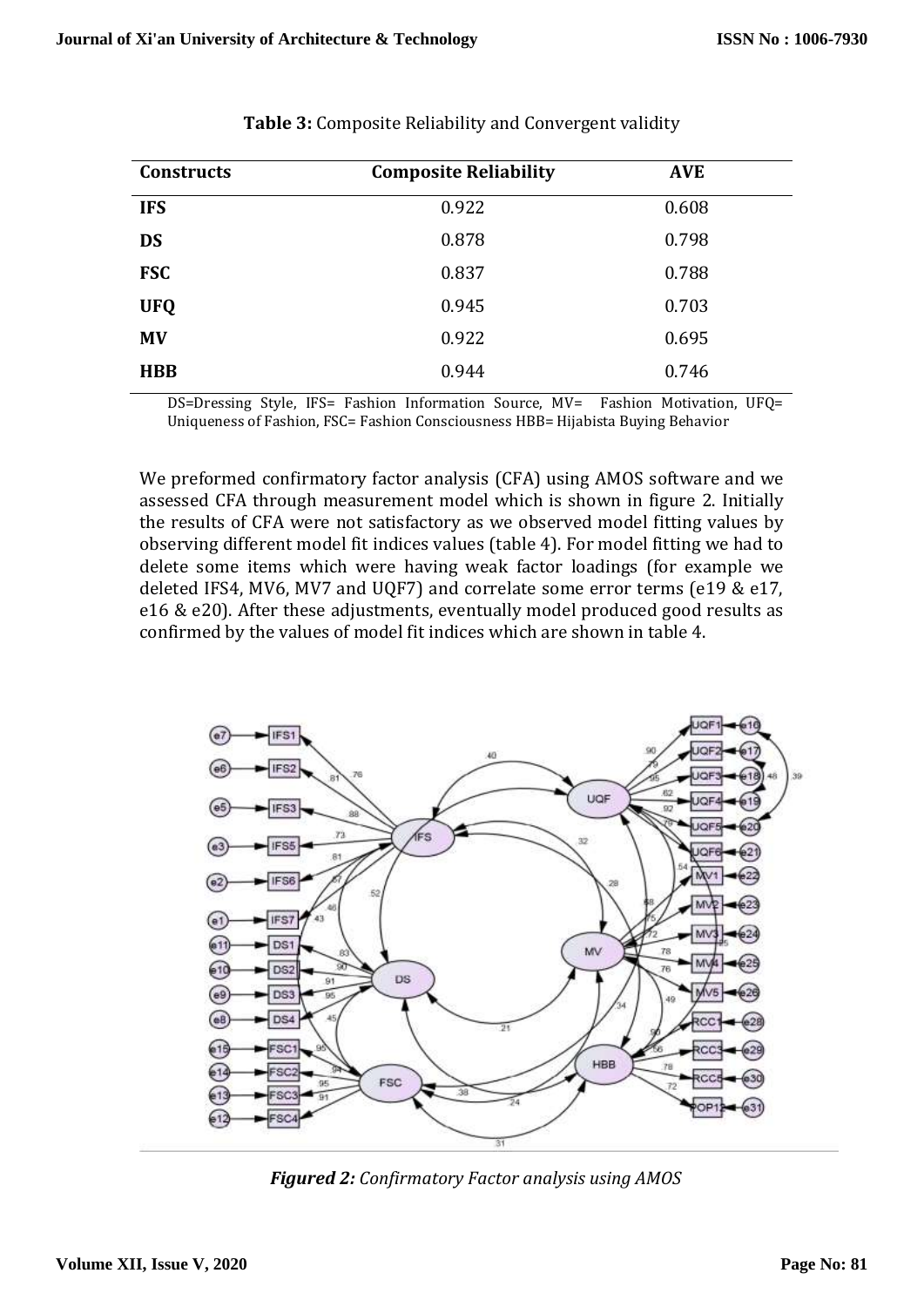**Table 3:** Composite Reliability and Convergent validity

| Constructs | Composite Reliability | AVE |
|---|---|---|
| **IFS** | 0.922 | 0.608 |
| **DS** | 0.878 | 0.798 |
| **FSC** | 0.837 | 0.788 |
| **UFQ** | 0.945 | 0.703 |
| **MV** | 0.922 | 0.695 |
| **HBB** | 0.944 | 0.746 |

DS=Dressing Style, IFS= Fashion Information Source, MV= Fashion Motivation, UFQ= Uniqueness of Fashion, FSC= Fashion Consciousness HBB= Hijabista Buying Behavior

We preformed confirmatory factor analysis (CFA) using AMOS software and we assessed CFA through measurement model which is shown in figure 2. Initially the results of CFA were not satisfactory as we observed model fitting values by observing different model fit indices values (table 4). For model fitting we had to delete some items which were having weak factor loadings (for example we deleted IFS4, MV6, MV7 and UQF7) and correlate some error terms (e19 & e17, e16 & e20). After these adjustments, eventually model produced good results as confirmed by the values of model fit indices which are shown in table 4.

*Figured 2: Confirmatory Factor analysis using AMOS*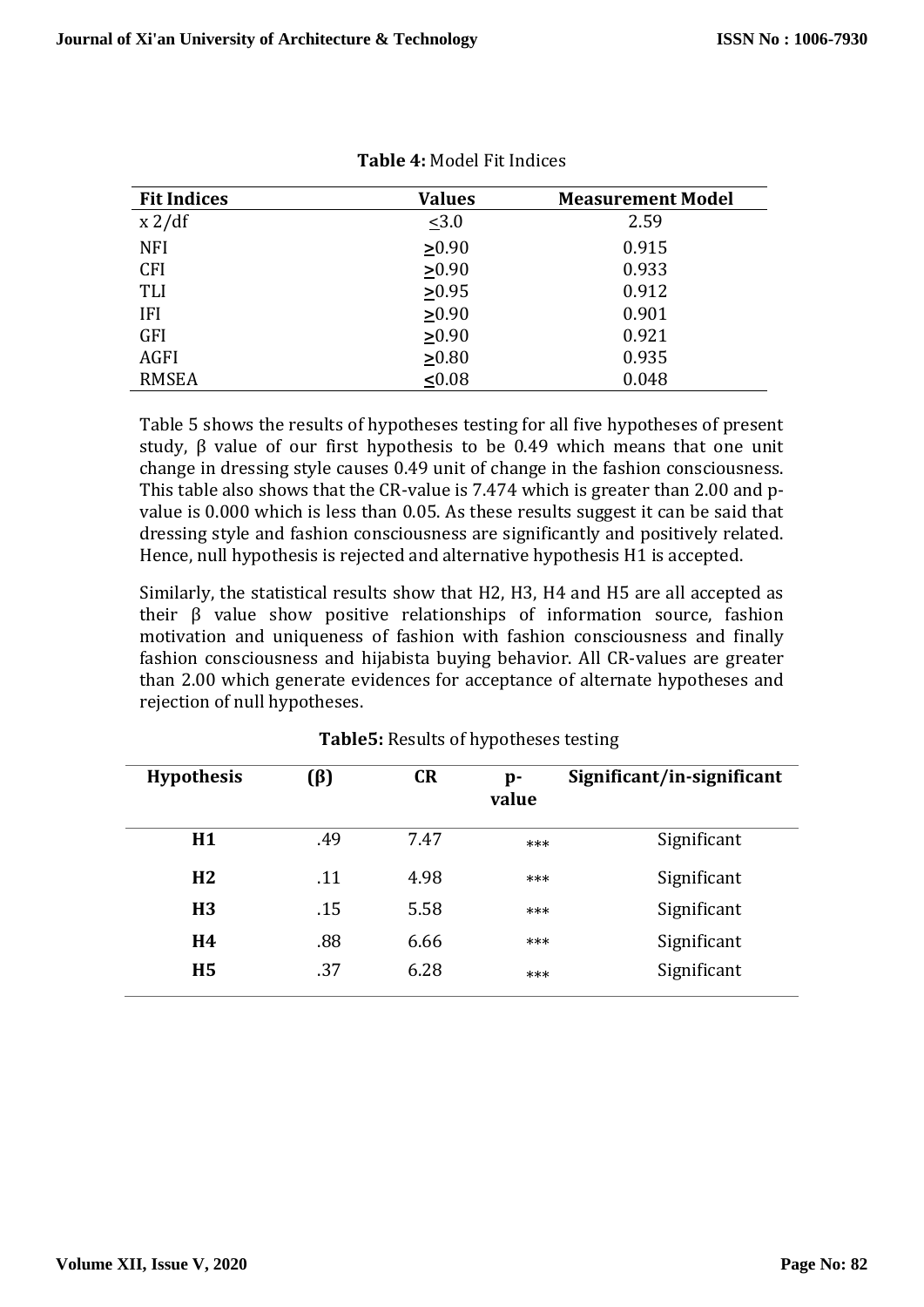**Table 4:** Model Fit Indices

| Fit Indices | Values | Measurement Model |
|---|---|---|
| x 2/df | $\leq$3.0 | 2.59 |
| NFI | $\geq$0.90 | 0.915 |
| CFI | $\geq$0.90 | 0.933 |
| TLI | $\geq$0.95 | 0.912 |
| IFI | $\geq$0.90 | 0.901 |
| GFI | $\geq$0.90 | 0.921 |
| AGFI | $\geq$0.80 | 0.935 |
| RMSEA | $\leq$0.08 | 0.048 |

Table 5 shows the results of hypotheses testing for all five hypotheses of present study, β value of our first hypothesis to be 0.49 which means that one unit change in dressing style causes 0.49 unit of change in the fashion consciousness. This table also shows that the CR-value is 7.474 which is greater than 2.00 and p-value is 0.000 which is less than 0.05. As these results suggest it can be said that dressing style and fashion consciousness are significantly and positively related. Hence, null hypothesis is rejected and alternative hypothesis H1 is accepted.

Similarly, the statistical results show that H2, H3, H4 and H5 are all accepted as their β value show positive relationships of information source, fashion motivation and uniqueness of fashion with fashion consciousness and finally fashion consciousness and hijabista buying behavior. All CR-values are greater than 2.00 which generate evidences for acceptance of alternate hypotheses and rejection of null hypotheses.

**Table5:** Results of hypotheses testing

| Hypothesis | (β) | CR | p-value | Significant/in-significant |
|---|---|---|---|---|
| **H1** | .49 | 7.47 | *** | Significant |
| **H2** | .11 | 4.98 | *** | Significant |
| **H3** | .15 | 5.58 | *** | Significant |
| **H4** | .88 | 6.66 | *** | Significant |
| **H5** | .37 | 6.28 | *** | Significant |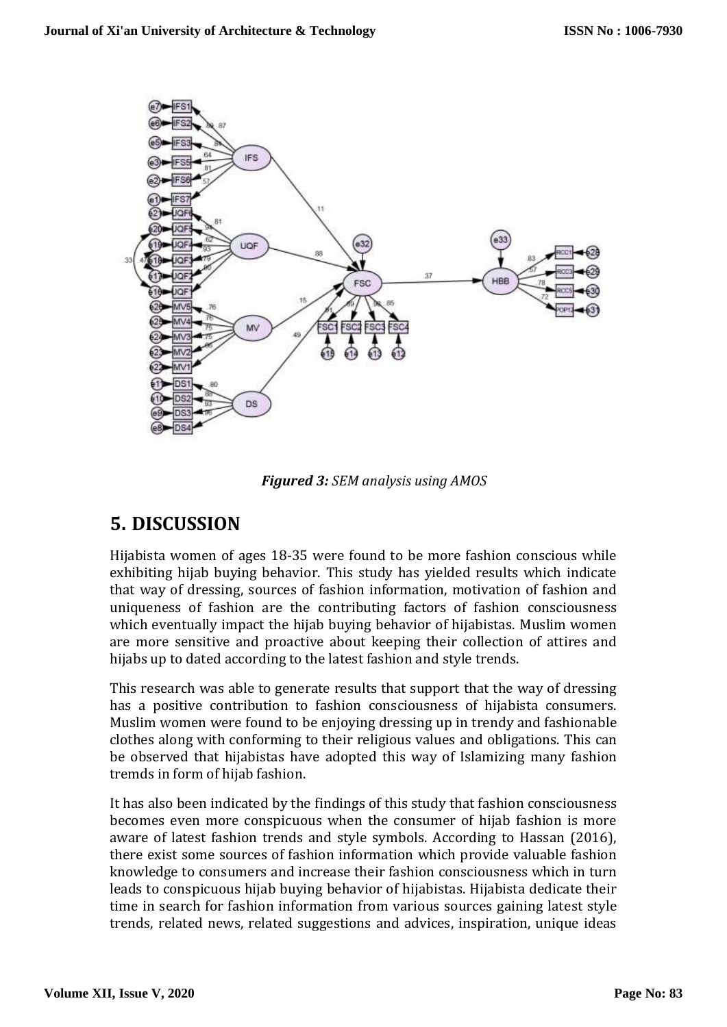IFS1
IFS2
IFS3
IFS5
IFS6
IFS7
IFS
UQF6
UQF5
UQF4
UQF3
UQF2
UQF1
UQF
MV5
MV4
MV3
MV2
MV1
MV
DS1
DS2
DS3
DS4
DS
FSC
FSC1 FSC2 FSC3 FSC4
HBB
RCC1
RCC3
RCC5
POP13
e32
e33

*Figured 3:* *SEM analysis using AMOS*

## 5. DISCUSSION

Hijabista women of ages 18-35 were found to be more fashion conscious while exhibiting hijab buying behavior. This study has yielded results which indicate that way of dressing, sources of fashion information, motivation of fashion and uniqueness of fashion are the contributing factors of fashion consciousness which eventually impact the hijab buying behavior of hijabistas. Muslim women are more sensitive and proactive about keeping their collection of attires and hijabs up to dated according to the latest fashion and style trends.

This research was able to generate results that support that the way of dressing has a positive contribution to fashion consciousness of hijabista consumers. Muslim women were found to be enjoying dressing up in trendy and fashionable clothes along with conforming to their religious values and obligations. This can be observed that hijabistas have adopted this way of Islamizing many fashion tremds in form of hijab fashion.

It has also been indicated by the findings of this study that fashion consciousness becomes even more conspicuous when the consumer of hijab fashion is more aware of latest fashion trends and style symbols. According to Hassan (2016), there exist some sources of fashion information which provide valuable fashion knowledge to consumers and increase their fashion consciousness which in turn leads to conspicuous hijab buying behavior of hijabistas. Hijabista dedicate their time in search for fashion information from various sources gaining latest style trends, related news, related suggestions and advices, inspiration, unique ideas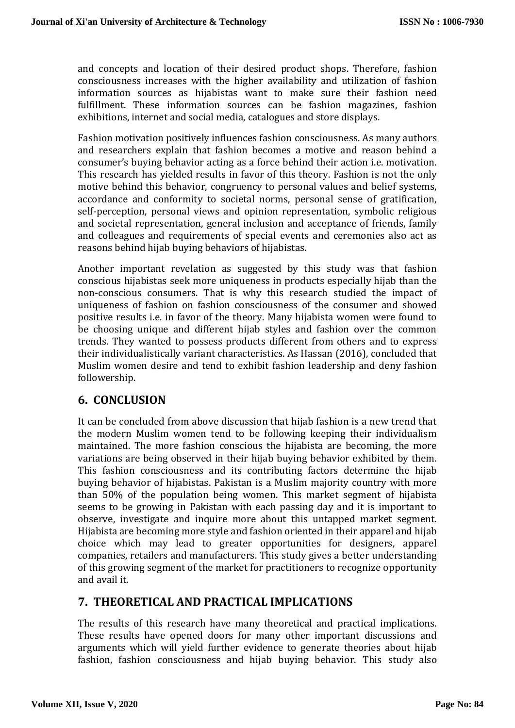and concepts and location of their desired product shops. Therefore, fashion consciousness increases with the higher availability and utilization of fashion information sources as hijabistas want to make sure their fashion need fulfillment. These information sources can be fashion magazines, fashion exhibitions, internet and social media, catalogues and store displays.

Fashion motivation positively influences fashion consciousness. As many authors and researchers explain that fashion becomes a motive and reason behind a consumer's buying behavior acting as a force behind their action i.e. motivation. This research has yielded results in favor of this theory. Fashion is not the only motive behind this behavior, congruency to personal values and belief systems, accordance and conformity to societal norms, personal sense of gratification, self-perception, personal views and opinion representation, symbolic religious and societal representation, general inclusion and acceptance of friends, family and colleagues and requirements of special events and ceremonies also act as reasons behind hijab buying behaviors of hijabistas.

Another important revelation as suggested by this study was that fashion conscious hijabistas seek more uniqueness in products especially hijab than the non-conscious consumers. That is why this research studied the impact of uniqueness of fashion on fashion consciousness of the consumer and showed positive results i.e. in favor of the theory. Many hijabista women were found to be choosing unique and different hijab styles and fashion over the common trends. They wanted to possess products different from others and to express their individualistically variant characteristics. As Hassan (2016), concluded that Muslim women desire and tend to exhibit fashion leadership and deny fashion followership.

## 6. CONCLUSION

It can be concluded from above discussion that hijab fashion is a new trend that the modern Muslim women tend to be following keeping their individualism maintained. The more fashion conscious the hijabista are becoming, the more variations are being observed in their hijab buying behavior exhibited by them. This fashion consciousness and its contributing factors determine the hijab buying behavior of hijabistas. Pakistan is a Muslim majority country with more than 50% of the population being women. This market segment of hijabista seems to be growing in Pakistan with each passing day and it is important to observe, investigate and inquire more about this untapped market segment. Hijabista are becoming more style and fashion oriented in their apparel and hijab choice which may lead to greater opportunities for designers, apparel companies, retailers and manufacturers. This study gives a better understanding of this growing segment of the market for practitioners to recognize opportunity and avail it.

## 7. THEORETICAL AND PRACTICAL IMPLICATIONS

The results of this research have many theoretical and practical implications. These results have opened doors for many other important discussions and arguments which will yield further evidence to generate theories about hijab fashion, fashion consciousness and hijab buying behavior. This study also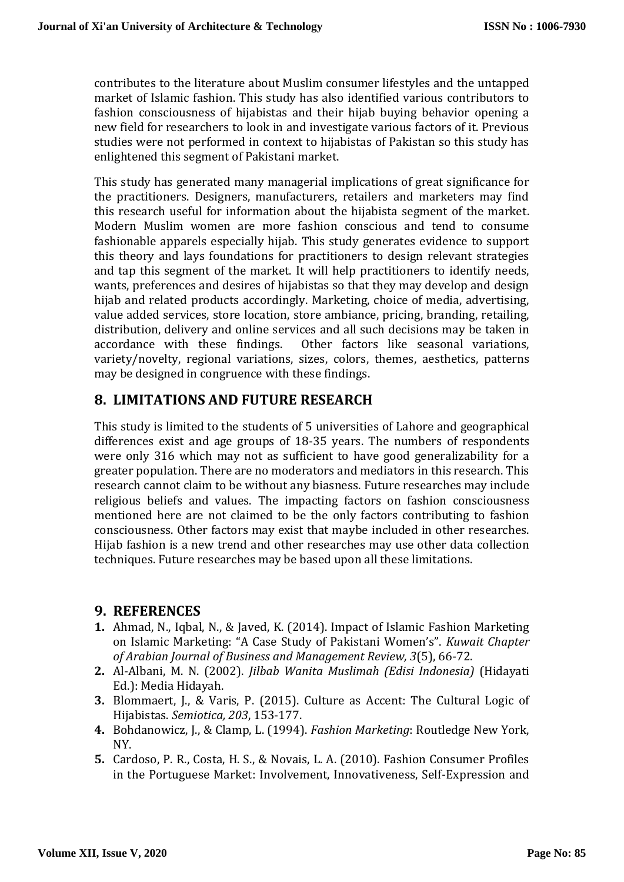contributes to the literature about Muslim consumer lifestyles and the untapped market of Islamic fashion. This study has also identified various contributors to fashion consciousness of hijabistas and their hijab buying behavior opening a new field for researchers to look in and investigate various factors of it. Previous studies were not performed in context to hijabistas of Pakistan so this study has enlightened this segment of Pakistani market.

This study has generated many managerial implications of great significance for the practitioners. Designers, manufacturers, retailers and marketers may find this research useful for information about the hijabista segment of the market. Modern Muslim women are more fashion conscious and tend to consume fashionable apparels especially hijab. This study generates evidence to support this theory and lays foundations for practitioners to design relevant strategies and tap this segment of the market. It will help practitioners to identify needs, wants, preferences and desires of hijabistas so that they may develop and design hijab and related products accordingly. Marketing, choice of media, advertising, value added services, store location, store ambiance, pricing, branding, retailing, distribution, delivery and online services and all such decisions may be taken in accordance with these findings. Other factors like seasonal variations, variety/novelty, regional variations, sizes, colors, themes, aesthetics, patterns may be designed in congruence with these findings.

## 8. LIMITATIONS AND FUTURE RESEARCH

This study is limited to the students of 5 universities of Lahore and geographical differences exist and age groups of 18-35 years. The numbers of respondents were only 316 which may not as sufficient to have good generalizability for a greater population. There are no moderators and mediators in this research. This research cannot claim to be without any biasness. Future researches may include religious beliefs and values. The impacting factors on fashion consciousness mentioned here are not claimed to be the only factors contributing to fashion consciousness. Other factors may exist that maybe included in other researches. Hijab fashion is a new trend and other researches may use other data collection techniques. Future researches may be based upon all these limitations.

## 9. REFERENCES

1. Ahmad, N., Iqbal, N., & Javed, K. (2014). Impact of Islamic Fashion Marketing on Islamic Marketing: "A Case Study of Pakistani Women's". *Kuwait Chapter of Arabian Journal of Business and Management Review, 3*(5), 66-72.
2. Al-Albani, M. N. (2002). *Jilbab Wanita Muslimah (Edisi Indonesia)* (Hidayati Ed.): Media Hidayah.
3. Blommaert, J., & Varis, P. (2015). Culture as Accent: The Cultural Logic of Hijabistas. *Semiotica, 203*, 153-177.
4. Bohdanowicz, J., & Clamp, L. (1994). *Fashion Marketing*: Routledge New York, NY.
5. Cardoso, P. R., Costa, H. S., & Novais, L. A. (2010). Fashion Consumer Profiles in the Portuguese Market: Involvement, Innovativeness, Self-Expression and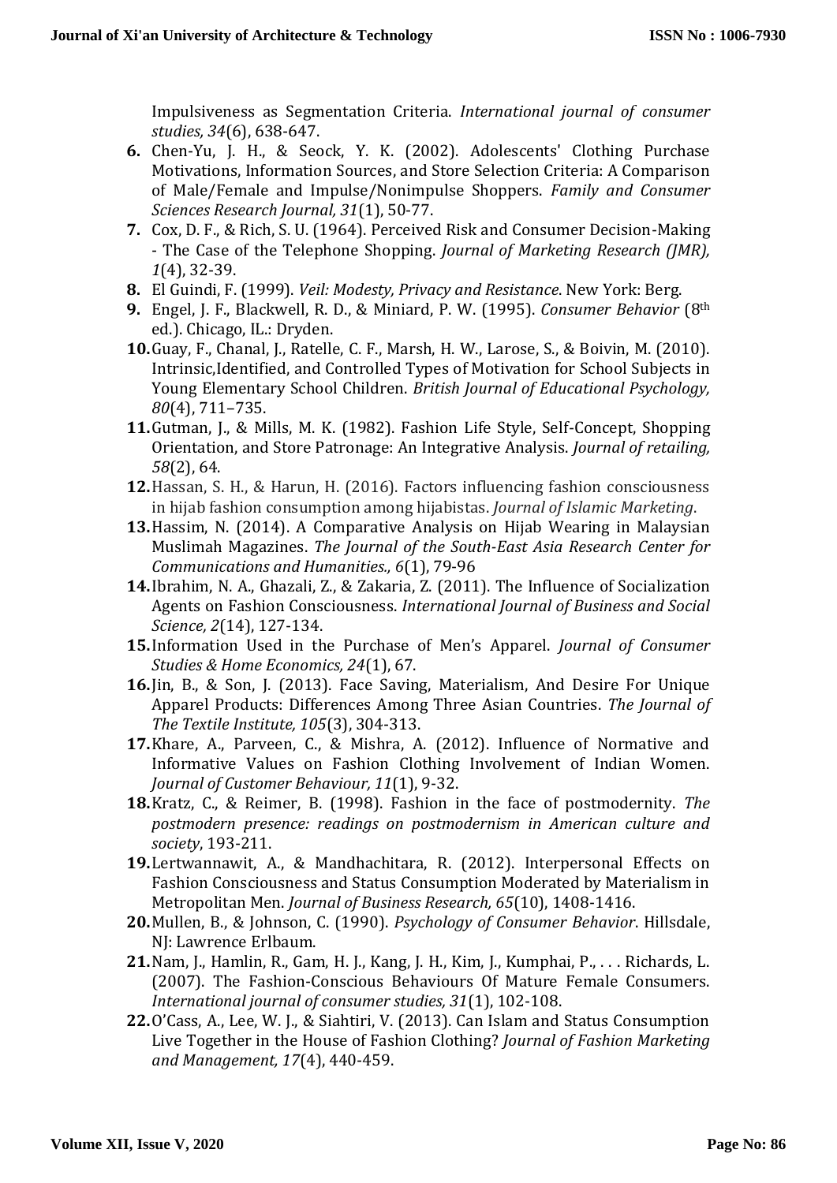Impulsiveness as Segmentation Criteria. *International journal of consumer studies, 34*(6), 638-647.

6. Chen-Yu, J. H., & Seock, Y. K. (2002). Adolescents' Clothing Purchase Motivations, Information Sources, and Store Selection Criteria: A Comparison of Male/Female and Impulse/Nonimpulse Shoppers. *Family and Consumer Sciences Research Journal, 31*(1), 50-77.
7. Cox, D. F., & Rich, S. U. (1964). Perceived Risk and Consumer Decision-Making - The Case of the Telephone Shopping. *Journal of Marketing Research (JMR), 1*(4), 32-39.
8. El Guindi, F. (1999). *Veil: Modesty, Privacy and Resistance*. New York: Berg.
9. Engel, J. F., Blackwell, R. D., & Miniard, P. W. (1995). *Consumer Behavior* (8th ed.). Chicago, IL.: Dryden.
10. Guay, F., Chanal, J., Ratelle, C. F., Marsh, H. W., Larose, S., & Boivin, M. (2010). Intrinsic,Identified, and Controlled Types of Motivation for School Subjects in Young Elementary School Children. *British Journal of Educational Psychology, 80*(4), 711–735.
11. Gutman, J., & Mills, M. K. (1982). Fashion Life Style, Self-Concept, Shopping Orientation, and Store Patronage: An Integrative Analysis. *Journal of retailing, 58*(2), 64.
12. Hassan, S. H., & Harun, H. (2016). Factors influencing fashion consciousness in hijab fashion consumption among hijabistas. *Journal of Islamic Marketing*.
13. Hassim, N. (2014). A Comparative Analysis on Hijab Wearing in Malaysian Muslimah Magazines. *The Journal of the South-East Asia Research Center for Communications and Humanities., 6*(1), 79-96
14. Ibrahim, N. A., Ghazali, Z., & Zakaria, Z. (2011). The Influence of Socialization Agents on Fashion Consciousness. *International Journal of Business and Social Science, 2*(14), 127-134.
15. Information Used in the Purchase of Men's Apparel. *Journal of Consumer Studies & Home Economics, 24*(1), 67.
16. Jin, B., & Son, J. (2013). Face Saving, Materialism, And Desire For Unique Apparel Products: Differences Among Three Asian Countries. *The Journal of The Textile Institute, 105*(3), 304-313.
17. Khare, A., Parveen, C., & Mishra, A. (2012). Influence of Normative and Informative Values on Fashion Clothing Involvement of Indian Women. *Journal of Customer Behaviour, 11*(1), 9-32.
18. Kratz, C., & Reimer, B. (1998). Fashion in the face of postmodernity. *The postmodern presence: readings on postmodernism in American culture and society*, 193-211.
19. Lertwannawit, A., & Mandhachitara, R. (2012). Interpersonal Effects on Fashion Consciousness and Status Consumption Moderated by Materialism in Metropolitan Men. *Journal of Business Research, 65*(10), 1408-1416.
20. Mullen, B., & Johnson, C. (1990). *Psychology of Consumer Behavior*. Hillsdale, NJ: Lawrence Erlbaum.
21. Nam, J., Hamlin, R., Gam, H. J., Kang, J. H., Kim, J., Kumphai, P., . . . Richards, L. (2007). The Fashion-Conscious Behaviours Of Mature Female Consumers. *International journal of consumer studies, 31*(1), 102-108.
22. O'Cass, A., Lee, W. J., & Siahtiri, V. (2013). Can Islam and Status Consumption Live Together in the House of Fashion Clothing? *Journal of Fashion Marketing and Management, 17*(4), 440-459.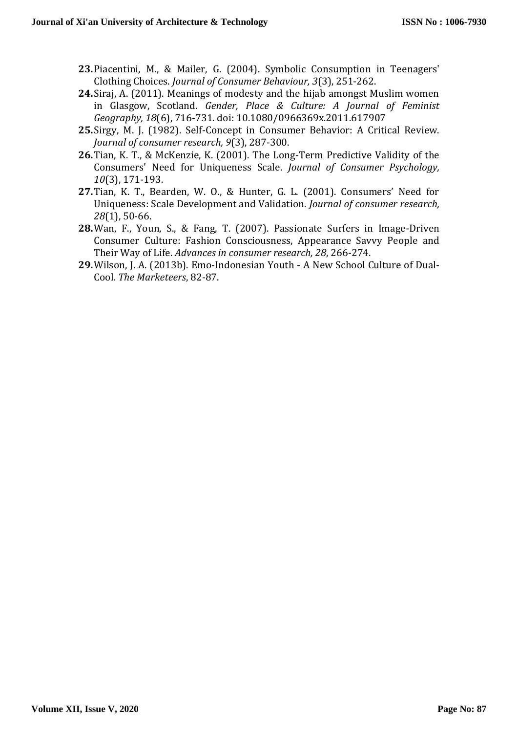23. Piacentini, M., & Mailer, G. (2004). Symbolic Consumption in Teenagers' Clothing Choices. *Journal of Consumer Behaviour, 3*(3), 251-262.
24. Siraj, A. (2011). Meanings of modesty and the hijab amongst Muslim women in Glasgow, Scotland. *Gender, Place & Culture: A Journal of Feminist Geography, 18*(6), 716-731. doi: 10.1080/0966369x.2011.617907
25. Sirgy, M. J. (1982). Self-Concept in Consumer Behavior: A Critical Review. *Journal of consumer research, 9*(3), 287-300.
26. Tian, K. T., & McKenzie, K. (2001). The Long-Term Predictive Validity of the Consumers' Need for Uniqueness Scale. *Journal of Consumer Psychology, 10*(3), 171-193.
27. Tian, K. T., Bearden, W. O., & Hunter, G. L. (2001). Consumers' Need for Uniqueness: Scale Development and Validation. *Journal of consumer research, 28*(1), 50-66.
28. Wan, F., Youn, S., & Fang, T. (2007). Passionate Surfers in Image-Driven Consumer Culture: Fashion Consciousness, Appearance Savvy People and Their Way of Life. *Advances in consumer research, 28*, 266-274.
29. Wilson, J. A. (2013b). Emo-Indonesian Youth - A New School Culture of Dual-Cool. *The Marketeers*, 82-87.